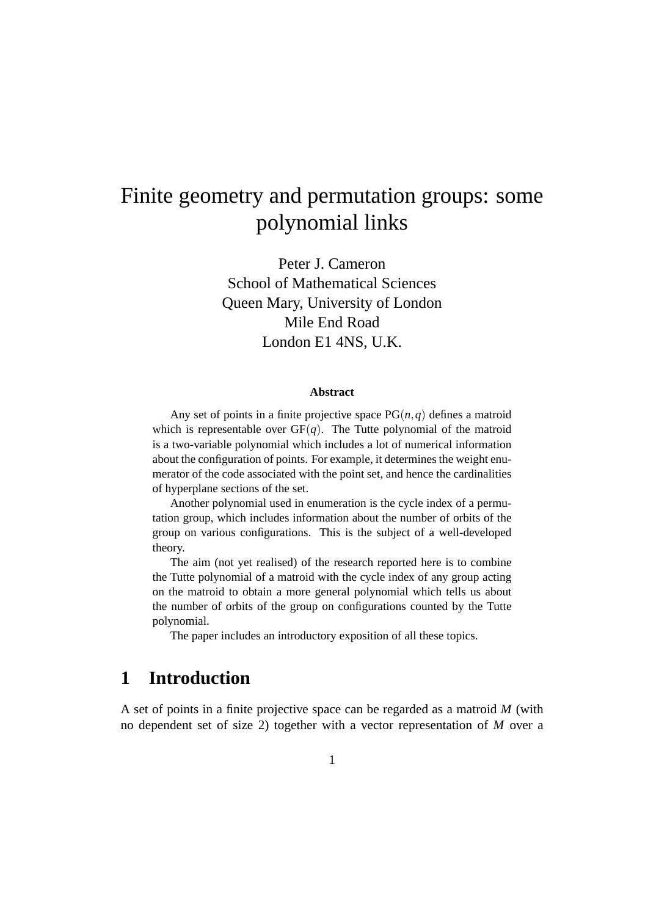# Finite geometry and permutation groups: some polynomial links

Peter J. Cameron
School of Mathematical Sciences
Queen Mary, University of London
Mile End Road
London E1 4NS, U.K.

### Abstract

Any set of points in a finite projective space $\mathrm{PG}(n,q)$ defines a matroid which is representable over $\mathrm{GF}(q)$. The Tutte polynomial of the matroid is a two-variable polynomial which includes a lot of numerical information about the configuration of points. For example, it determines the weight enumerator of the code associated with the point set, and hence the cardinalities of hyperplane sections of the set.

Another polynomial used in enumeration is the cycle index of a permutation group, which includes information about the number of orbits of the group on various configurations. This is the subject of a well-developed theory.

The aim (not yet realised) of the research reported here is to combine the Tutte polynomial of a matroid with the cycle index of any group acting on the matroid to obtain a more general polynomial which tells us about the number of orbits of the group on configurations counted by the Tutte polynomial.

The paper includes an introductory exposition of all these topics.

## 1 Introduction

A set of points in a finite projective space can be regarded as a matroid $M$ (with no dependent set of size 2) together with a vector representation of $M$ over a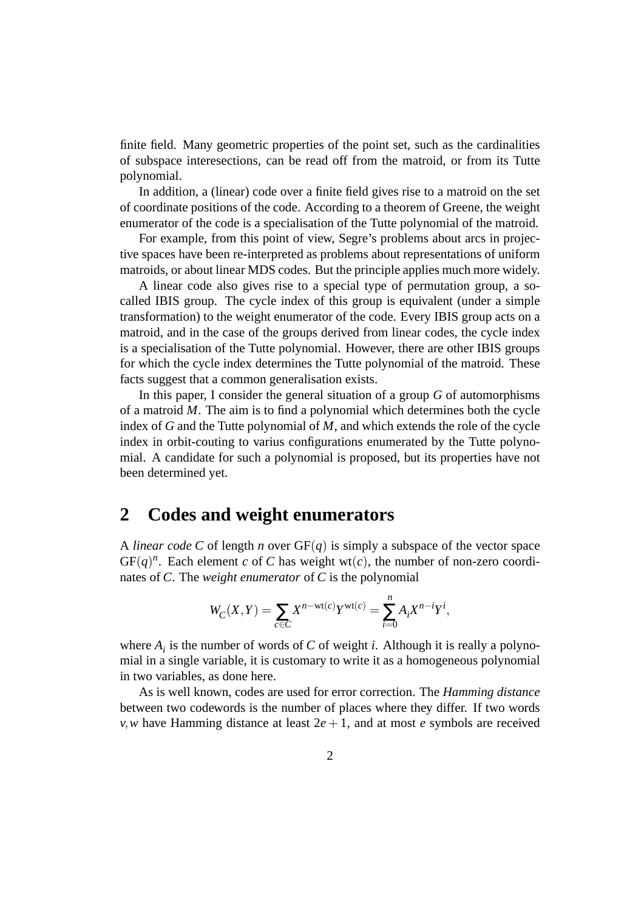finite field. Many geometric properties of the point set, such as the cardinalities of subspace interesections, can be read off from the matroid, or from its Tutte polynomial.

In addition, a (linear) code over a finite field gives rise to a matroid on the set of coordinate positions of the code. According to a theorem of Greene, the weight enumerator of the code is a specialisation of the Tutte polynomial of the matroid.

For example, from this point of view, Segre's problems about arcs in projective spaces have been re-interpreted as problems about representations of uniform matroids, or about linear MDS codes. But the principle applies much more widely.

A linear code also gives rise to a special type of permutation group, a so-called IBIS group. The cycle index of this group is equivalent (under a simple transformation) to the weight enumerator of the code. Every IBIS group acts on a matroid, and in the case of the groups derived from linear codes, the cycle index is a specialisation of the Tutte polynomial. However, there are other IBIS groups for which the cycle index determines the Tutte polynomial of the matroid. These facts suggest that a common generalisation exists.

In this paper, I consider the general situation of a group $G$ of automorphisms of a matroid $M$. The aim is to find a polynomial which determines both the cycle index of $G$ and the Tutte polynomial of $M$, and which extends the role of the cycle index in orbit-couting to varius configurations enumerated by the Tutte polynomial. A candidate for such a polynomial is proposed, but its properties have not been determined yet.

## 2 Codes and weight enumerators

A *linear code* $C$ of length $n$ over $\mathrm{GF}(q)$ is simply a subspace of the vector space $\mathrm{GF}(q)^n$. Each element $c$ of $C$ has weight $\mathrm{wt}(c)$, the number of non-zero coordinates of $C$. The *weight enumerator* of $C$ is the polynomial

$$W_C(X,Y) = \sum_{c \in C} X^{n-\mathrm{wt}(c)} Y^{\mathrm{wt}(c)} = \sum_{i=0}^{n} A_i X^{n-i} Y^i,$$

where $A_i$ is the number of words of $C$ of weight $i$. Although it is really a polynomial in a single variable, it is customary to write it as a homogeneous polynomial in two variables, as done here.

As is well known, codes are used for error correction. The *Hamming distance* between two codewords is the number of places where they differ. If two words $v, w$ have Hamming distance at least $2e+1$, and at most $e$ symbols are received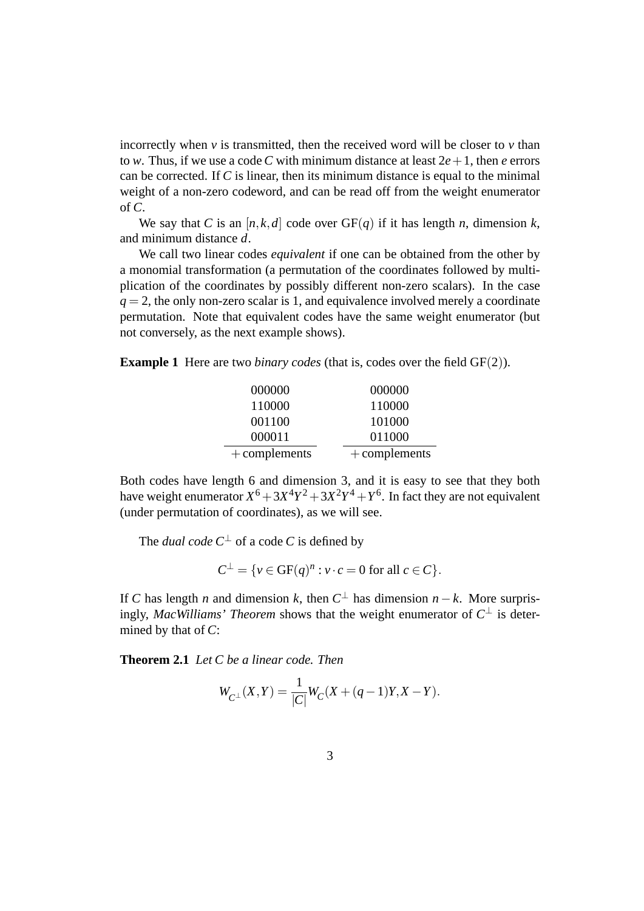incorrectly when $v$ is transmitted, then the received word will be closer to $v$ than to $w$. Thus, if we use a code $C$ with minimum distance at least $2e+1$, then $e$ errors can be corrected. If $C$ is linear, then its minimum distance is equal to the minimal weight of a non-zero codeword, and can be read off from the weight enumerator of $C$.

We say that $C$ is an $[n,k,d]$ code over $\mathrm{GF}(q)$ if it has length $n$, dimension $k$, and minimum distance $d$.

We call two linear codes *equivalent* if one can be obtained from the other by a monomial transformation (a permutation of the coordinates followed by multiplication of the coordinates by possibly different non-zero scalars). In the case $q=2$, the only non-zero scalar is 1, and equivalence involved merely a coordinate permutation. Note that equivalent codes have the same weight enumerator (but not conversely, as the next example shows).

**Example 1** Here are two *binary codes* (that is, codes over the field $\mathrm{GF}(2)$).

| | |
|---|---|
| 000000 | 000000 |
| 110000 | 110000 |
| 001100 | 101000 |
| 000011 | 011000 |
| + complements | + complements |

Both codes have length 6 and dimension 3, and it is easy to see that they both have weight enumerator $X^6+3X^4Y^2+3X^2Y^4+Y^6$. In fact they are not equivalent (under permutation of coordinates), as we will see.

The *dual code* $C^\perp$ of a code $C$ is defined by

$$C^\perp = \{v \in \mathrm{GF}(q)^n : v \cdot c = 0 \text{ for all } c \in C\}.$$

If $C$ has length $n$ and dimension $k$, then $C^\perp$ has dimension $n-k$. More surprisingly, *MacWilliams' Theorem* shows that the weight enumerator of $C^\perp$ is determined by that of $C$:

**Theorem 2.1** *Let $C$ be a linear code. Then*

$$W_{C^\perp}(X,Y) = \frac{1}{|C|} W_C(X+(q-1)Y, X-Y).$$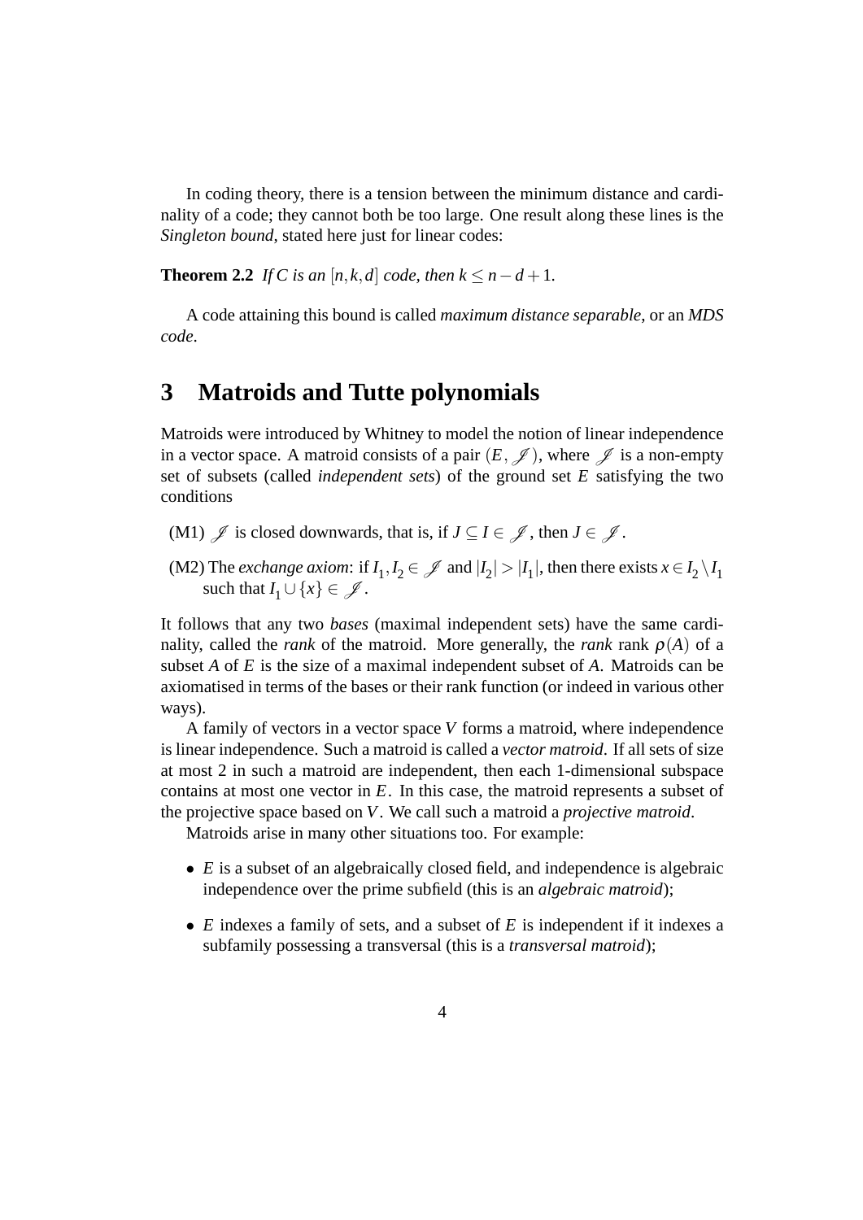In coding theory, there is a tension between the minimum distance and cardinality of a code; they cannot both be too large. One result along these lines is the *Singleton bound*, stated here just for linear codes:

**Theorem 2.2** *If $C$ is an $[n,k,d]$ code, then $k \leq n-d+1$.*

A code attaining this bound is called *maximum distance separable*, or an *MDS code*.

# 3 Matroids and Tutte polynomials

Matroids were introduced by Whitney to model the notion of linear independence in a vector space. A matroid consists of a pair $(E, \mathscr{J})$, where $\mathscr{J}$ is a non-empty set of subsets (called *independent sets*) of the ground set $E$ satisfying the two conditions

(M1) $\mathscr{J}$ is closed downwards, that is, if $J \subseteq I \in \mathscr{J}$, then $J \in \mathscr{J}$.

(M2) The *exchange axiom*: if $I_1, I_2 \in \mathscr{J}$ and $|I_2| > |I_1|$, then there exists $x \in I_2 \setminus I_1$ such that $I_1 \cup \{x\} \in \mathscr{J}$.

It follows that any two *bases* (maximal independent sets) have the same cardinality, called the *rank* of the matroid. More generally, the *rank* rank $\rho(A)$ of a subset $A$ of $E$ is the size of a maximal independent subset of $A$. Matroids can be axiomatised in terms of the bases or their rank function (or indeed in various other ways).

A family of vectors in a vector space $V$ forms a matroid, where independence is linear independence. Such a matroid is called a *vector matroid*. If all sets of size at most 2 in such a matroid are independent, then each 1-dimensional subspace contains at most one vector in $E$. In this case, the matroid represents a subset of the projective space based on $V$. We call such a matroid a *projective matroid*.

Matroids arise in many other situations too. For example:

- $E$ is a subset of an algebraically closed field, and independence is algebraic independence over the prime subfield (this is an *algebraic matroid*);
- $E$ indexes a family of sets, and a subset of $E$ is independent if it indexes a subfamily possessing a transversal (this is a *transversal matroid*);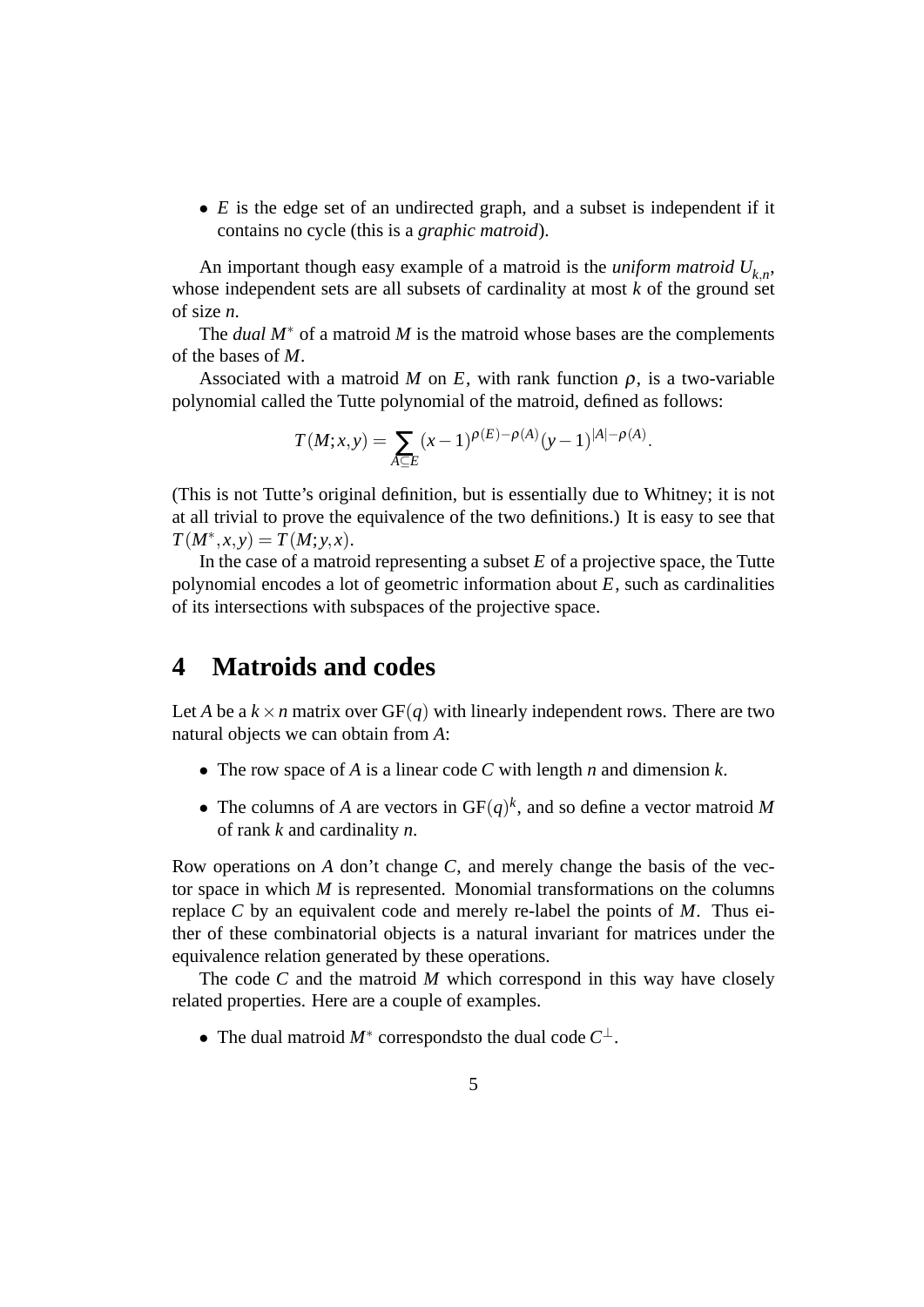- $E$ is the edge set of an undirected graph, and a subset is independent if it contains no cycle (this is a *graphic matroid*).

An important though easy example of a matroid is the *uniform matroid* $U_{k,n}$, whose independent sets are all subsets of cardinality at most $k$ of the ground set of size $n$.

The *dual* $M^*$ of a matroid $M$ is the matroid whose bases are the complements of the bases of $M$.

Associated with a matroid $M$ on $E$, with rank function $\rho$, is a two-variable polynomial called the Tutte polynomial of the matroid, defined as follows:

$$T(M;x,y) = \sum_{A \subseteq E} (x-1)^{\rho(E)-\rho(A)}(y-1)^{|A|-\rho(A)}.$$

(This is not Tutte's original definition, but is essentially due to Whitney; it is not at all trivial to prove the equivalence of the two definitions.) It is easy to see that $T(M^*,x,y) = T(M;y,x)$.

In the case of a matroid representing a subset $E$ of a projective space, the Tutte polynomial encodes a lot of geometric information about $E$, such as cardinalities of its intersections with subspaces of the projective space.

# 4 Matroids and codes

Let $A$ be a $k \times n$ matrix over $\mathrm{GF}(q)$ with linearly independent rows. There are two natural objects we can obtain from $A$:

- The row space of $A$ is a linear code $C$ with length $n$ and dimension $k$.
- The columns of $A$ are vectors in $\mathrm{GF}(q)^k$, and so define a vector matroid $M$ of rank $k$ and cardinality $n$.

Row operations on $A$ don't change $C$, and merely change the basis of the vector space in which $M$ is represented. Monomial transformations on the columns replace $C$ by an equivalent code and merely re-label the points of $M$. Thus either of these combinatorial objects is a natural invariant for matrices under the equivalence relation generated by these operations.

The code $C$ and the matroid $M$ which correspond in this way have closely related properties. Here are a couple of examples.

- The dual matroid $M^*$ correspondsto the dual code $C^\perp$.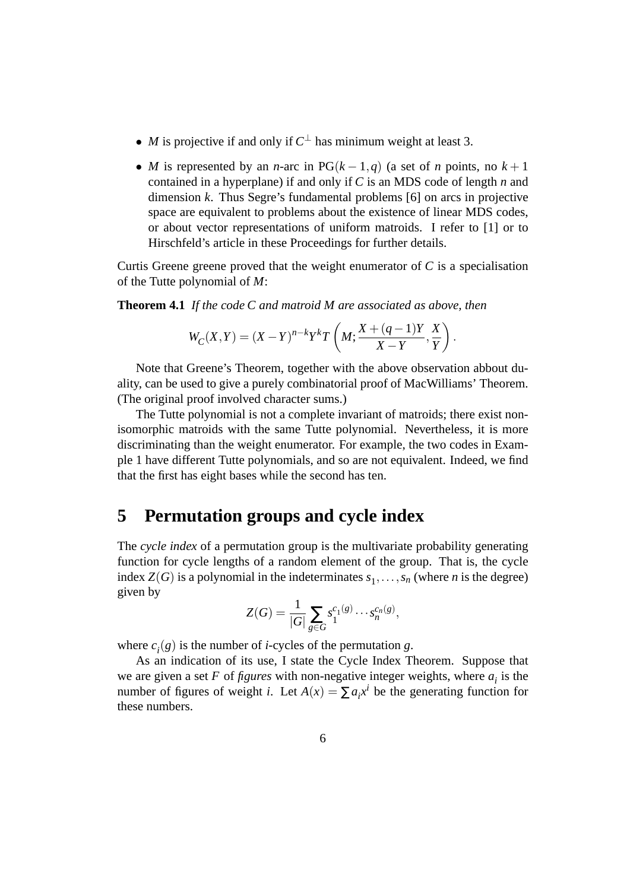- $M$ is projective if and only if $C^\perp$ has minimum weight at least 3.
- $M$ is represented by an $n$-arc in $\mathrm{PG}(k-1,q)$ (a set of $n$ points, no $k+1$ contained in a hyperplane) if and only if $C$ is an MDS code of length $n$ and dimension $k$. Thus Segre's fundamental problems [6] on arcs in projective space are equivalent to problems about the existence of linear MDS codes, or about vector representations of uniform matroids. I refer to [1] or to Hirschfeld's article in these Proceedings for further details.

Curtis Greene greene proved that the weight enumerator of $C$ is a specialisation of the Tutte polynomial of $M$:

**Theorem 4.1** *If the code $C$ and matroid $M$ are associated as above, then*

$$W_C(X,Y) = (X-Y)^{n-k} Y^k T\left(M; \frac{X+(q-1)Y}{X-Y}, \frac{X}{Y}\right).$$

Note that Greene's Theorem, together with the above observation abbout duality, can be used to give a purely combinatorial proof of MacWilliams' Theorem. (The original proof involved character sums.)

The Tutte polynomial is not a complete invariant of matroids; there exist non-isomorphic matroids with the same Tutte polynomial. Nevertheless, it is more discriminating than the weight enumerator. For example, the two codes in Example 1 have different Tutte polynomials, and so are not equivalent. Indeed, we find that the first has eight bases while the second has ten.

# 5 Permutation groups and cycle index

The *cycle index* of a permutation group is the multivariate probability generating function for cycle lengths of a random element of the group. That is, the cycle index $Z(G)$ is a polynomial in the indeterminates $s_1, \ldots, s_n$ (where $n$ is the degree) given by

$$Z(G) = \frac{1}{|G|} \sum_{g \in G} s_1^{c_1(g)} \cdots s_n^{c_n(g)},$$

where $c_i(g)$ is the number of $i$-cycles of the permutation $g$.

As an indication of its use, I state the Cycle Index Theorem. Suppose that we are given a set $F$ of *figures* with non-negative integer weights, where $a_i$ is the number of figures of weight $i$. Let $A(x) = \sum a_i x^i$ be the generating function for these numbers.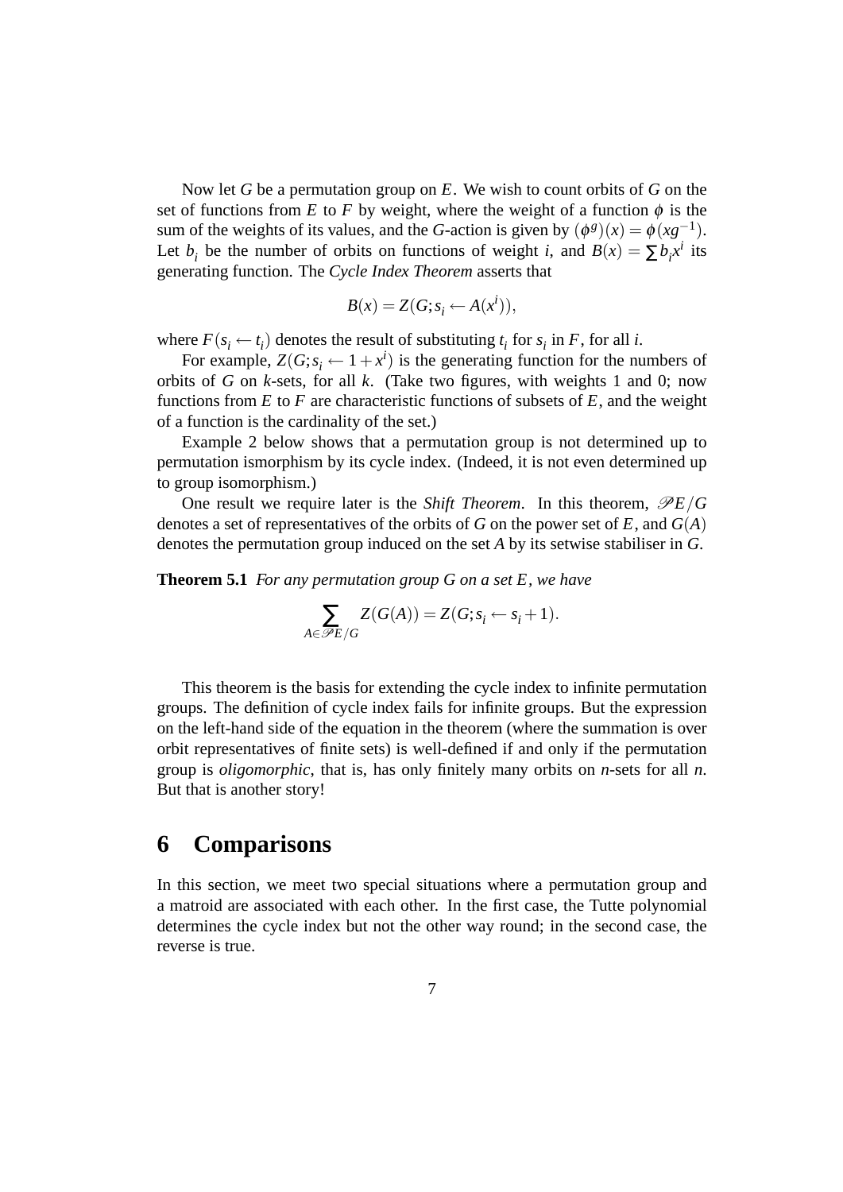Now let $G$ be a permutation group on $E$. We wish to count orbits of $G$ on the set of functions from $E$ to $F$ by weight, where the weight of a function $\phi$ is the sum of the weights of its values, and the $G$-action is given by $(\phi^g)(x) = \phi(xg^{-1})$. Let $b_i$ be the number of orbits on functions of weight $i$, and $B(x) = \sum b_i x^i$ its generating function. The *Cycle Index Theorem* asserts that

$$B(x) = Z(G; s_i \leftarrow A(x^i)),$$

where $F(s_i \leftarrow t_i)$ denotes the result of substituting $t_i$ for $s_i$ in $F$, for all $i$.

For example, $Z(G; s_i \leftarrow 1 + x^i)$ is the generating function for the numbers of orbits of $G$ on $k$-sets, for all $k$. (Take two figures, with weights 1 and 0; now functions from $E$ to $F$ are characteristic functions of subsets of $E$, and the weight of a function is the cardinality of the set.)

Example 2 below shows that a permutation group is not determined up to permutation ismorphism by its cycle index. (Indeed, it is not even determined up to group isomorphism.)

One result we require later is the *Shift Theorem*. In this theorem, $\mathscr{P}E/G$ denotes a set of representatives of the orbits of $G$ on the power set of $E$, and $G(A)$ denotes the permutation group induced on the set $A$ by its setwise stabiliser in $G$.

**Theorem 5.1** *For any permutation group $G$ on a set $E$, we have*

$$\sum_{A \in \mathscr{P}E/G} Z(G(A)) = Z(G; s_i \leftarrow s_i + 1).$$

This theorem is the basis for extending the cycle index to infinite permutation groups. The definition of cycle index fails for infinite groups. But the expression on the left-hand side of the equation in the theorem (where the summation is over orbit representatives of finite sets) is well-defined if and only if the permutation group is *oligomorphic*, that is, has only finitely many orbits on $n$-sets for all $n$. But that is another story!

# 6 Comparisons

In this section, we meet two special situations where a permutation group and a matroid are associated with each other. In the first case, the Tutte polynomial determines the cycle index but not the other way round; in the second case, the reverse is true.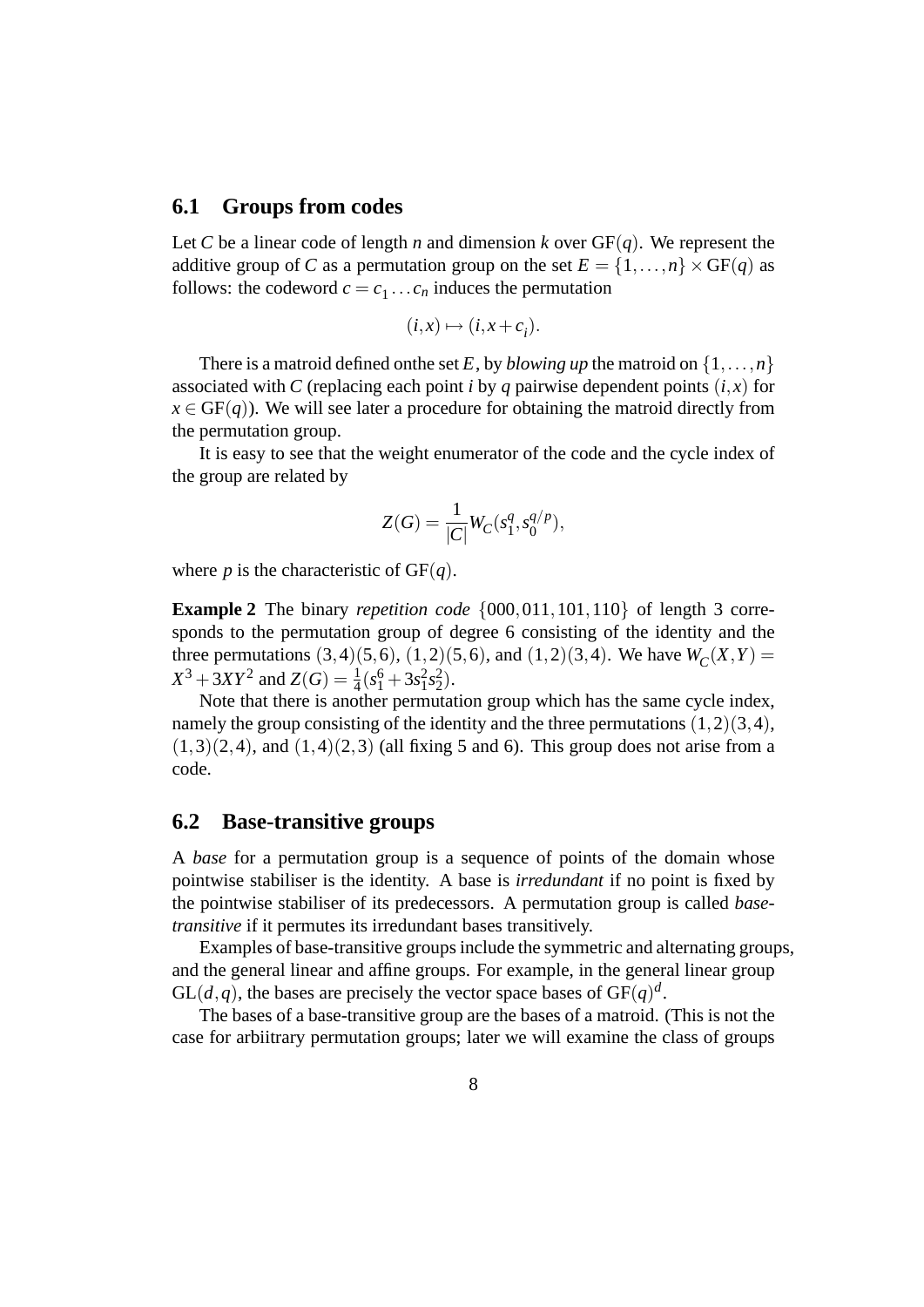## 6.1 Groups from codes

Let $C$ be a linear code of length $n$ and dimension $k$ over $\mathrm{GF}(q)$. We represent the additive group of $C$ as a permutation group on the set $E = \{1,\ldots,n\} \times \mathrm{GF}(q)$ as follows: the codeword $c = c_1 \ldots c_n$ induces the permutation

$$(i,x) \mapsto (i,x+c_i).$$

There is a matroid defined onthe set $E$, by *blowing up* the matroid on $\{1,\ldots,n\}$ associated with $C$ (replacing each point $i$ by $q$ pairwise dependent points $(i,x)$ for $x \in \mathrm{GF}(q)$). We will see later a procedure for obtaining the matroid directly from the permutation group.

It is easy to see that the weight enumerator of the code and the cycle index of the group are related by

$$Z(G) = \frac{1}{|C|} W_C(s_1^q, s_0^{q/p}),$$

where $p$ is the characteristic of $\mathrm{GF}(q)$.

**Example 2** The binary *repetition code* $\{000, 011, 101, 110\}$ of length 3 corresponds to the permutation group of degree 6 consisting of the identity and the three permutations $(3,4)(5,6)$, $(1,2)(5,6)$, and $(1,2)(3,4)$. We have $W_C(X,Y) = X^3 + 3XY^2$ and $Z(G) = \frac{1}{4}(s_1^6 + 3s_1^2 s_2^2)$.

Note that there is another permutation group which has the same cycle index, namely the group consisting of the identity and the three permutations $(1,2)(3,4)$, $(1,3)(2,4)$, and $(1,4)(2,3)$ (all fixing 5 and 6). This group does not arise from a code.

## 6.2 Base-transitive groups

A *base* for a permutation group is a sequence of points of the domain whose pointwise stabiliser is the identity. A base is *irredundant* if no point is fixed by the pointwise stabiliser of its predecessors. A permutation group is called *base-transitive* if it permutes its irredundant bases transitively.

Examples of base-transitive groups include the symmetric and alternating groups, and the general linear and affine groups. For example, in the general linear group $\mathrm{GL}(d,q)$, the bases are precisely the vector space bases of $\mathrm{GF}(q)^d$.

The bases of a base-transitive group are the bases of a matroid. (This is not the case for arbiitrary permutation groups; later we will examine the class of groups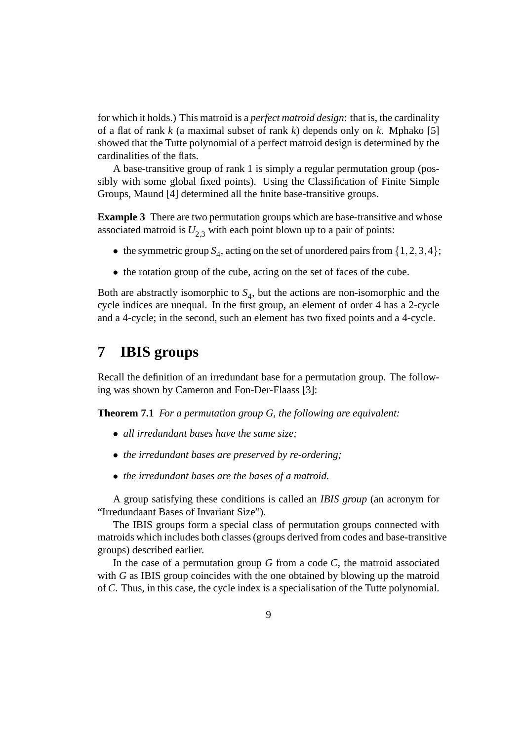for which it holds.) This matroid is a *perfect matroid design*: that is, the cardinality of a flat of rank $k$ (a maximal subset of rank $k$) depends only on $k$. Mphako [5] showed that the Tutte polynomial of a perfect matroid design is determined by the cardinalities of the flats.

A base-transitive group of rank 1 is simply a regular permutation group (possibly with some global fixed points). Using the Classification of Finite Simple Groups, Maund [4] determined all the finite base-transitive groups.

**Example 3** There are two permutation groups which are base-transitive and whose associated matroid is $U_{2,3}$ with each point blown up to a pair of points:

- the symmetric group $S_4$, acting on the set of unordered pairs from $\{1,2,3,4\}$;
- the rotation group of the cube, acting on the set of faces of the cube.

Both are abstractly isomorphic to $S_4$, but the actions are non-isomorphic and the cycle indices are unequal. In the first group, an element of order 4 has a 2-cycle and a 4-cycle; in the second, such an element has two fixed points and a 4-cycle.

## 7 IBIS groups

Recall the definition of an irredundant base for a permutation group. The following was shown by Cameron and Fon-Der-Flaass [3]:

**Theorem 7.1** *For a permutation group $G$, the following are equivalent:*

- *all irredundant bases have the same size;*
- *the irredundant bases are preserved by re-ordering;*
- *the irredundant bases are the bases of a matroid.*

A group satisfying these conditions is called an *IBIS group* (an acronym for "Irredundaant Bases of Invariant Size").

The IBIS groups form a special class of permutation groups connected with matroids which includes both classes (groups derived from codes and base-transitive groups) described earlier.

In the case of a permutation group $G$ from a code $C$, the matroid associated with $G$ as IBIS group coincides with the one obtained by blowing up the matroid of $C$. Thus, in this case, the cycle index is a specialisation of the Tutte polynomial.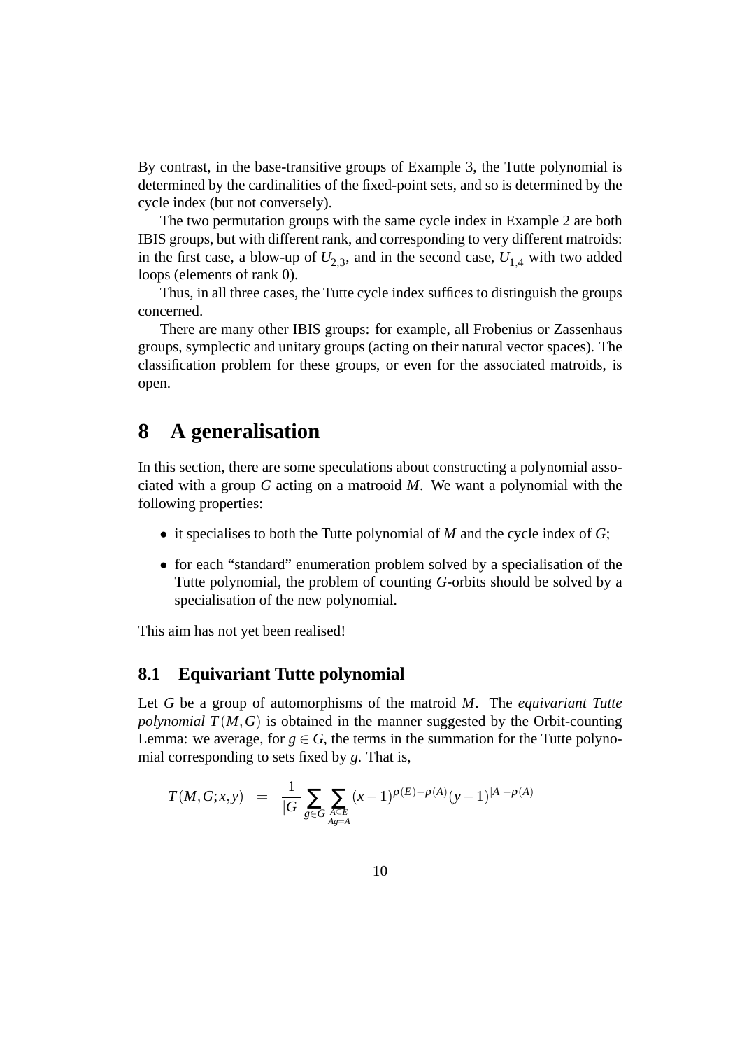By contrast, in the base-transitive groups of Example 3, the Tutte polynomial is determined by the cardinalities of the fixed-point sets, and so is determined by the cycle index (but not conversely).

The two permutation groups with the same cycle index in Example 2 are both IBIS groups, but with different rank, and corresponding to very different matroids: in the first case, a blow-up of $U_{2,3}$, and in the second case, $U_{1,4}$ with two added loops (elements of rank 0).

Thus, in all three cases, the Tutte cycle index suffices to distinguish the groups concerned.

There are many other IBIS groups: for example, all Frobenius or Zassenhaus groups, symplectic and unitary groups (acting on their natural vector spaces). The classification problem for these groups, or even for the associated matroids, is open.

# 8 A generalisation

In this section, there are some speculations about constructing a polynomial associated with a group $G$ acting on a matrooid $M$. We want a polynomial with the following properties:

- it specialises to both the Tutte polynomial of $M$ and the cycle index of $G$;
- for each "standard" enumeration problem solved by a specialisation of the Tutte polynomial, the problem of counting $G$-orbits should be solved by a specialisation of the new polynomial.

This aim has not yet been realised!

## 8.1 Equivariant Tutte polynomial

Let $G$ be a group of automorphisms of the matroid $M$. The *equivariant Tutte polynomial* $T(M,G)$ is obtained in the manner suggested by the Orbit-counting Lemma: we average, for $g \in G$, the terms in the summation for the Tutte polynomial corresponding to sets fixed by $g$. That is,

$$T(M,G;x,y) \;\; = \;\; \frac{1}{|G|}\sum_{g\in G}\sum_{\substack{A\subseteq E\\ Ag=A}}(x-1)^{\rho(E)-\rho(A)}(y-1)^{|A|-\rho(A)}$$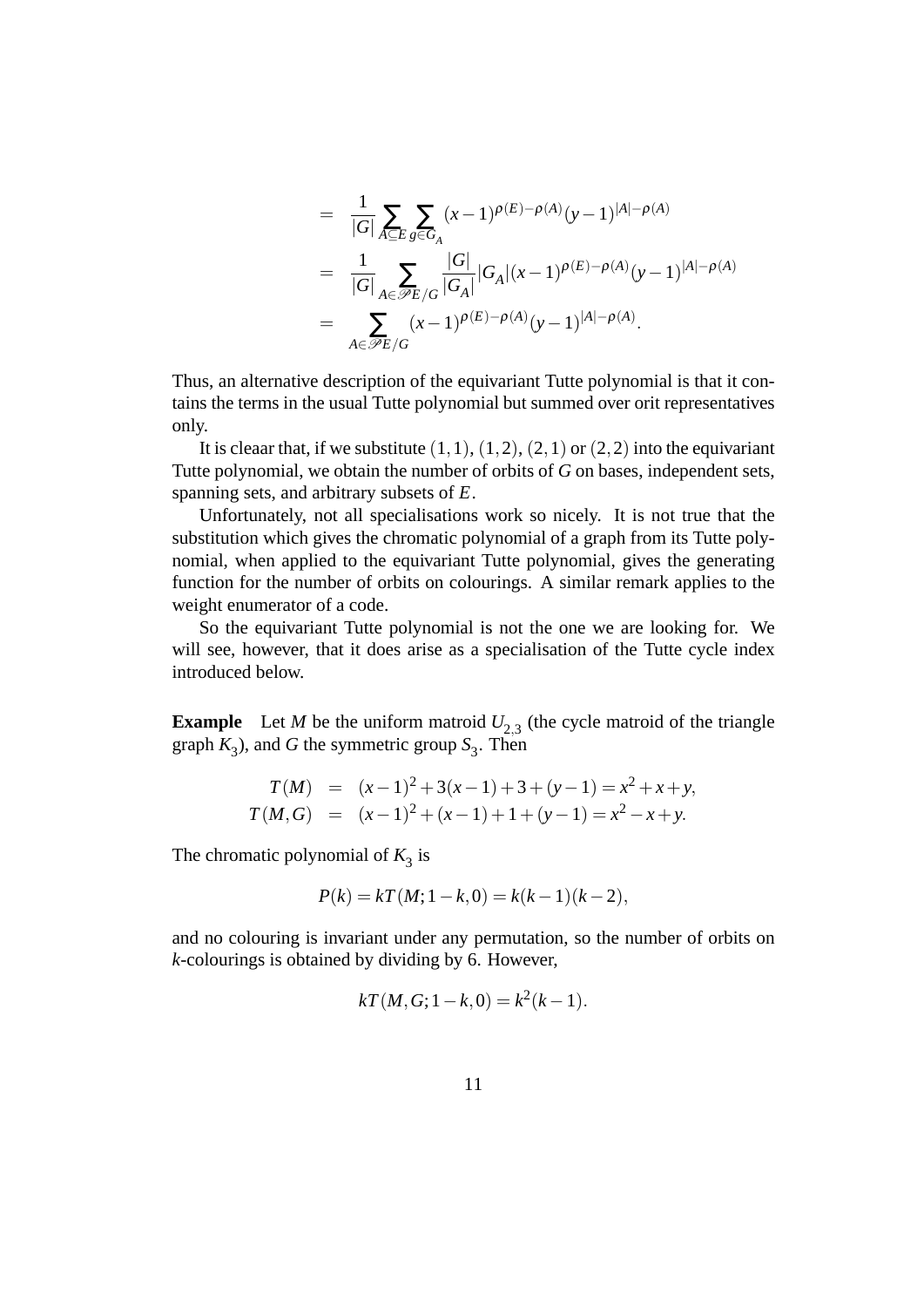$$
\begin{aligned}
&= \frac{1}{|G|} \sum_{A \subseteq E} \sum_{g \in G_A} (x-1)^{\rho(E)-\rho(A)} (y-1)^{|A|-\rho(A)} \\
&= \frac{1}{|G|} \sum_{A \in \mathscr{P}E/G} \frac{|G|}{|G_A|} |G_A| (x-1)^{\rho(E)-\rho(A)} (y-1)^{|A|-\rho(A)} \\
&= \sum_{A \in \mathscr{P}E/G} (x-1)^{\rho(E)-\rho(A)} (y-1)^{|A|-\rho(A)}.
\end{aligned}
$$

Thus, an alternative description of the equivariant Tutte polynomial is that it contains the terms in the usual Tutte polynomial but summed over orit representatives only.

It is cleaar that, if we substitute $(1,1)$, $(1,2)$, $(2,1)$ or $(2,2)$ into the equivariant Tutte polynomial, we obtain the number of orbits of $G$ on bases, independent sets, spanning sets, and arbitrary subsets of $E$.

Unfortunately, not all specialisations work so nicely. It is not true that the substitution which gives the chromatic polynomial of a graph from its Tutte polynomial, when applied to the equivariant Tutte polynomial, gives the generating function for the number of orbits on colourings. A similar remark applies to the weight enumerator of a code.

So the equivariant Tutte polynomial is not the one we are looking for. We will see, however, that it does arise as a specialisation of the Tutte cycle index introduced below.

**Example** Let $M$ be the uniform matroid $U_{2,3}$ (the cycle matroid of the triangle graph $K_3$), and $G$ the symmetric group $S_3$. Then

$$
\begin{aligned}
T(M) &= (x-1)^2 + 3(x-1) + 3 + (y-1) = x^2 + x + y, \\
T(M,G) &= (x-1)^2 + (x-1) + 1 + (y-1) = x^2 - x + y.
\end{aligned}
$$

The chromatic polynomial of $K_3$ is

$$
P(k) = kT(M; 1-k, 0) = k(k-1)(k-2),
$$

and no colouring is invariant under any permutation, so the number of orbits on $k$-colourings is obtained by dividing by 6. However,

$$
kT(M,G; 1-k, 0) = k^2(k-1).
$$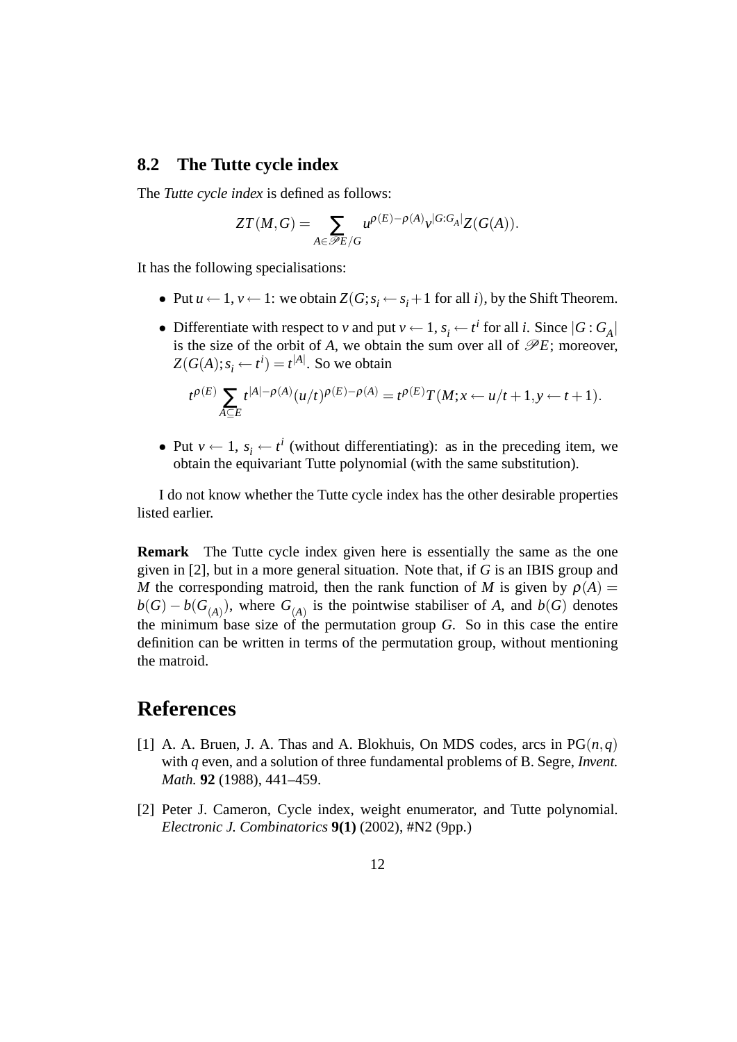### 8.2 The Tutte cycle index

The *Tutte cycle index* is defined as follows:

$$ZT(M,G) = \sum_{A \in \mathscr{P}E/G} u^{\rho(E)-\rho(A)} v^{|G:G_A|} Z(G(A)).$$

It has the following specialisations:

- Put $u \leftarrow 1$, $v \leftarrow 1$: we obtain $Z(G; s_i \leftarrow s_i + 1 \text{ for all } i)$, by the Shift Theorem.
- Differentiate with respect to $v$ and put $v \leftarrow 1$, $s_i \leftarrow t^i$ for all $i$. Since $|G : G_A|$ is the size of the orbit of $A$, we obtain the sum over all of $\mathscr{P}E$; moreover, $Z(G(A); s_i \leftarrow t^i) = t^{|A|}$. So we obtain

$$t^{\rho(E)} \sum_{A \subseteq E} t^{|A|-\rho(A)} (u/t)^{\rho(E)-\rho(A)} = t^{\rho(E)} T(M; x \leftarrow u/t + 1, y \leftarrow t + 1).$$

- Put $v \leftarrow 1$, $s_i \leftarrow t^i$ (without differentiating): as in the preceding item, we obtain the equivariant Tutte polynomial (with the same substitution).

I do not know whether the Tutte cycle index has the other desirable properties listed earlier.

**Remark** The Tutte cycle index given here is essentially the same as the one given in [2], but in a more general situation. Note that, if $G$ is an IBIS group and $M$ the corresponding matroid, then the rank function of $M$ is given by $\rho(A) = b(G) - b(G_{(A)})$, where $G_{(A)}$ is the pointwise stabiliser of $A$, and $b(G)$ denotes the minimum base size of the permutation group $G$. So in this case the entire definition can be written in terms of the permutation group, without mentioning the matroid.

# References

[1] A. A. Bruen, J. A. Thas and A. Blokhuis, On MDS codes, arcs in $\mathrm{PG}(n,q)$ with $q$ even, and a solution of three fundamental problems of B. Segre, *Invent. Math.* **92** (1988), 441–459.

[2] Peter J. Cameron, Cycle index, weight enumerator, and Tutte polynomial. *Electronic J. Combinatorics* **9(1)** (2002), #N2 (9pp.)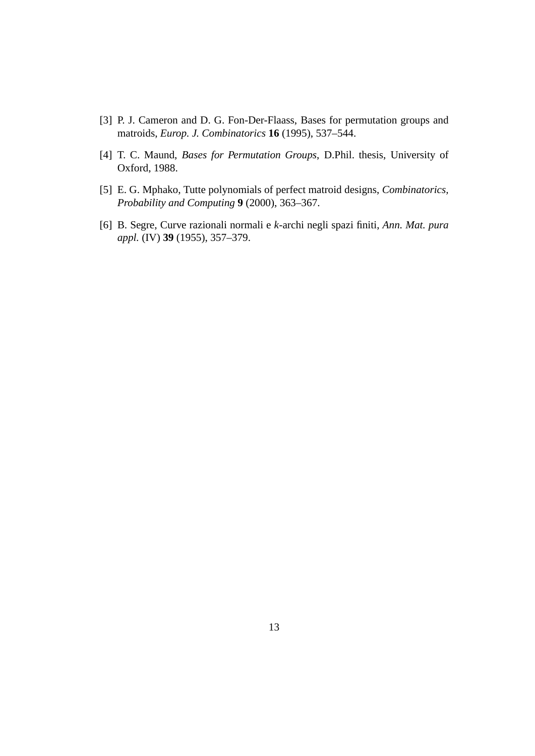[3] P. J. Cameron and D. G. Fon-Der-Flaass, Bases for permutation groups and matroids, *Europ. J. Combinatorics* **16** (1995), 537–544.

[4] T. C. Maund, *Bases for Permutation Groups*, D.Phil. thesis, University of Oxford, 1988.

[5] E. G. Mphako, Tutte polynomials of perfect matroid designs, *Combinatorics, Probability and Computing* **9** (2000), 363–367.

[6] B. Segre, Curve razionali normali e *k*-archi negli spazi finiti, *Ann. Mat. pura appl.* (IV) **39** (1955), 357–379.